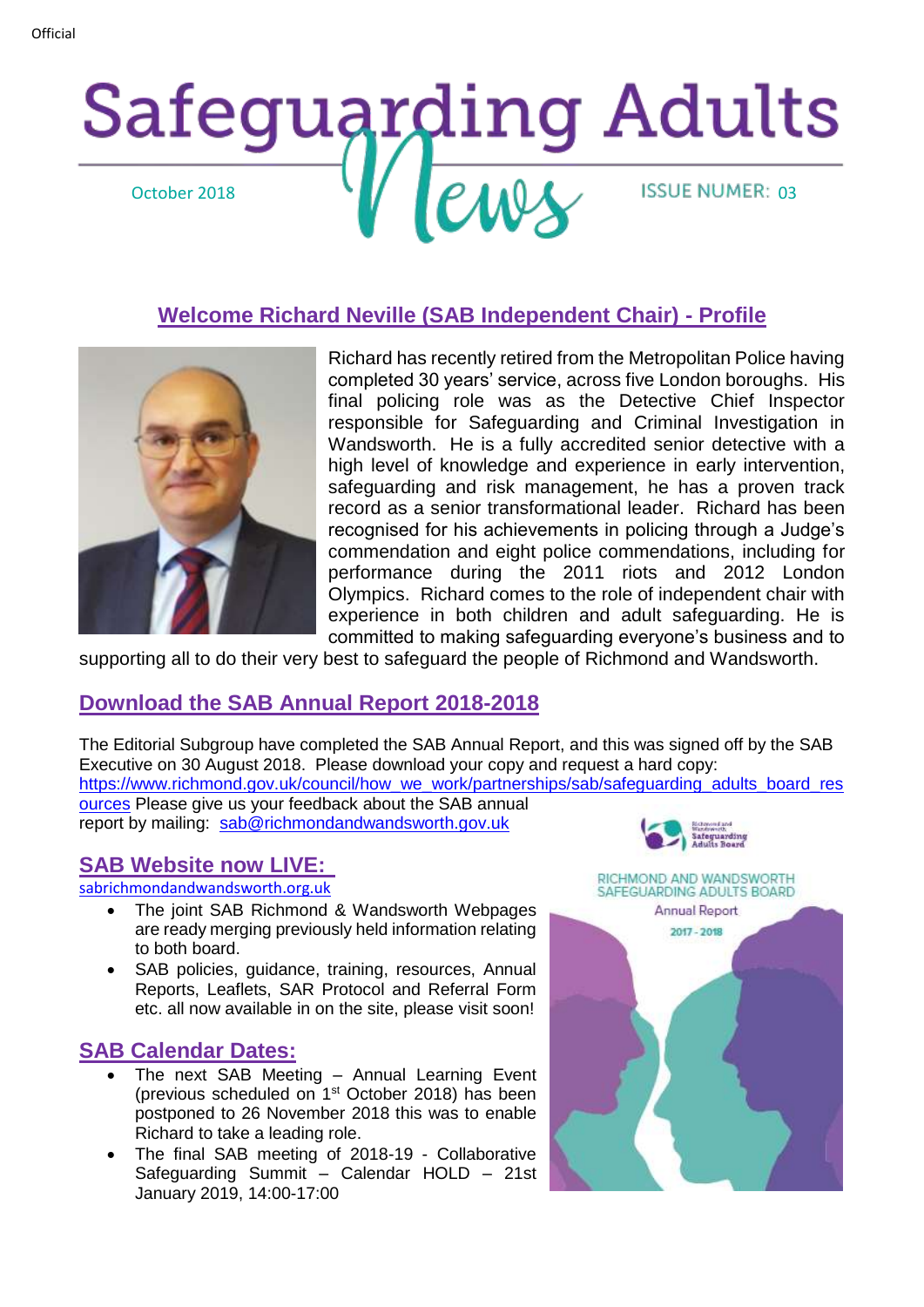Official

# Safeguarding Adults News

October 2018

ISSUE NUMER: 03

## Welcome Richard Neville (SAB Independent Chair) - Profile

Richard has recently retired from the Metropolitan Police having completed 30 years' service, across five London boroughs. His final policing role was as the Detective Chief Inspector responsible for Safeguarding and Criminal Investigation in Wandsworth. He is a fully accredited senior detective with a high level of knowledge and experience in early intervention, safeguarding and risk management, he has a proven track record as a senior transformational leader. Richard has been recognised for his achievements in policing through a Judge's commendation and eight police commendations, including for performance during the 2011 riots and 2012 London Olympics. Richard comes to the role of independent chair with experience in both children and adult safeguarding. He is committed to making safeguarding everyone's business and to supporting all to do their very best to safeguard the people of Richmond and Wandsworth.

## Download the SAB Annual Report 2018-2018

The Editorial Subgroup have completed the SAB Annual Report, and this was signed off by the SAB Executive on 30 August 2018. Please download your copy and request a hard copy: https://www.richmond.gov.uk/council/how_we_work/partnerships/sab/safeguarding_adults_board_resources Please give us your feedback about the SAB annual report by mailing: sab@richmondandwandsworth.gov.uk

## SAB Website now LIVE:

sabrichmondandwandsworth.org.uk

- The joint SAB Richmond & Wandsworth Webpages are ready merging previously held information relating to both board.
- SAB policies, guidance, training, resources, Annual Reports, Leaflets, SAR Protocol and Referral Form etc. all now available in on the site, please visit soon!

## SAB Calendar Dates:

- The next SAB Meeting – Annual Learning Event (previous scheduled on 1st October 2018) has been postponed to 26 November 2018 this was to enable Richard to take a leading role.
- The final SAB meeting of 2018-19 - Collaborative Safeguarding Summit – Calendar HOLD – 21st January 2019, 14:00-17:00

Richmond and Wandsworth Safeguarding Adults Board

RICHMOND AND WANDSWORTH SAFEGUARDING ADULTS BOARD

Annual Report

2017 - 2018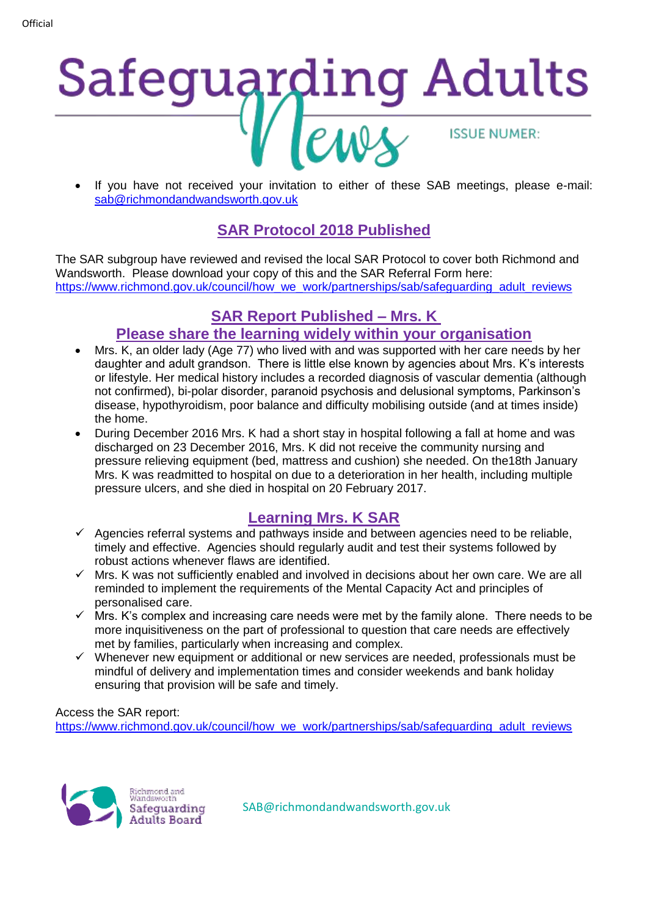- If you have not received your invitation to either of these SAB meetings, please e-mail: sab@richmondandwandsworth.gov.uk

## SAR Protocol 2018 Published

The SAR subgroup have reviewed and revised the local SAR Protocol to cover both Richmond and Wandsworth. Please download your copy of this and the SAR Referral Form here: https://www.richmond.gov.uk/council/how_we_work/partnerships/sab/safeguarding_adult_reviews

## SAR Report Published – Mrs. K
## Please share the learning widely within your organisation

- Mrs. K, an older lady (Age 77) who lived with and was supported with her care needs by her daughter and adult grandson. There is little else known by agencies about Mrs. K's interests or lifestyle. Her medical history includes a recorded diagnosis of vascular dementia (although not confirmed), bi-polar disorder, paranoid psychosis and delusional symptoms, Parkinson's disease, hypothyroidism, poor balance and difficulty mobilising outside (and at times inside) the home.
- During December 2016 Mrs. K had a short stay in hospital following a fall at home and was discharged on 23 December 2016, Mrs. K did not receive the community nursing and pressure relieving equipment (bed, mattress and cushion) she needed. On the18th January Mrs. K was readmitted to hospital on due to a deterioration in her health, including multiple pressure ulcers, and she died in hospital on 20 February 2017.

## Learning Mrs. K SAR

- ✓ Agencies referral systems and pathways inside and between agencies need to be reliable, timely and effective. Agencies should regularly audit and test their systems followed by robust actions whenever flaws are identified.
- ✓ Mrs. K was not sufficiently enabled and involved in decisions about her own care. We are all reminded to implement the requirements of the Mental Capacity Act and principles of personalised care.
- ✓ Mrs. K's complex and increasing care needs were met by the family alone. There needs to be more inquisitiveness on the part of professional to question that care needs are effectively met by families, particularly when increasing and complex.
- ✓ Whenever new equipment or additional or new services are needed, professionals must be mindful of delivery and implementation times and consider weekends and bank holiday ensuring that provision will be safe and timely.

Access the SAR report:
https://www.richmond.gov.uk/council/how_we_work/partnerships/sab/safeguarding_adult_reviews